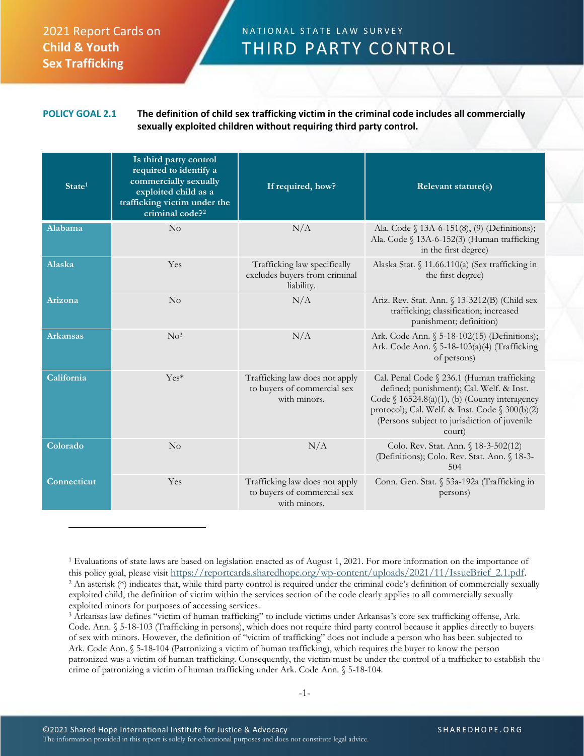2021 Report Cards on **Child & Youth Sex Trafficking**

NATIONAL STATE LAW SURVEY

# THIRD PARTY CONTROL

**POLICY GOAL 2.1** **The definition of child sex trafficking victim in the criminal code includes all commercially sexually exploited children without requiring third party control.**

| State[1] | Is third party control required to identify a commercially sexually exploited child as a trafficking victim under the criminal code?[2] | If required, how? | Relevant statute(s) |
|---|---|---|---|
| Alabama | No | N/A | Ala. Code § 13A-6-151(8), (9) (Definitions); Ala. Code § 13A-6-152(3) (Human trafficking in the first degree) |
| Alaska | Yes | Trafficking law specifically excludes buyers from criminal liability. | Alaska Stat. § 11.66.110(a) (Sex trafficking in the first degree) |
| Arizona | No | N/A | Ariz. Rev. Stat. Ann. § 13-3212(B) (Child sex trafficking; classification; increased punishment; definition) |
| Arkansas | No[3] | N/A | Ark. Code Ann. § 5-18-102(15) (Definitions); Ark. Code Ann. § 5-18-103(a)(4) (Trafficking of persons) |
| California | Yes* | Trafficking law does not apply to buyers of commercial sex with minors. | Cal. Penal Code § 236.1 (Human trafficking defined; punishment); Cal. Welf. & Inst. Code § 16524.8(a)(1), (b) (County interagency protocol); Cal. Welf. & Inst. Code § 300(b)(2) (Persons subject to jurisdiction of juvenile court) |
| Colorado | No | N/A | Colo. Rev. Stat. Ann. § 18-3-502(12) (Definitions); Colo. Rev. Stat. Ann. § 18-3-504 |
| Connecticut | Yes | Trafficking law does not apply to buyers of commercial sex with minors. | Conn. Gen. Stat. § 53a-192a (Trafficking in persons) |

[1] Evaluations of state laws are based on legislation enacted as of August 1, 2021. For more information on the importance of this policy goal, please visit https://reportcards.sharedhope.org/wp-content/uploads/2021/11/IssueBrief_2.1.pdf.

[2] An asterisk (*) indicates that, while third party control is required under the criminal code's definition of commercially sexually exploited child, the definition of victim within the services section of the code clearly applies to all commercially sexually exploited minors for purposes of accessing services.

[3] Arkansas law defines "victim of human trafficking" to include victims under Arkansas's core sex trafficking offense, Ark. Code. Ann. § 5-18-103 (Trafficking in persons), which does not require third party control because it applies directly to buyers of sex with minors. However, the definition of "victim of trafficking" does not include a person who has been subjected to Ark. Code Ann. § 5-18-104 (Patronizing a victim of human trafficking), which requires the buyer to know the person patronized was a victim of human trafficking. Consequently, the victim must be under the control of a trafficker to establish the crime of patronizing a victim of human trafficking under Ark. Code Ann. § 5-18-104.

©2021 Shared Hope International Institute for Justice & Advocacy
The information provided in this report is solely for educational purposes and does not constitute legal advice.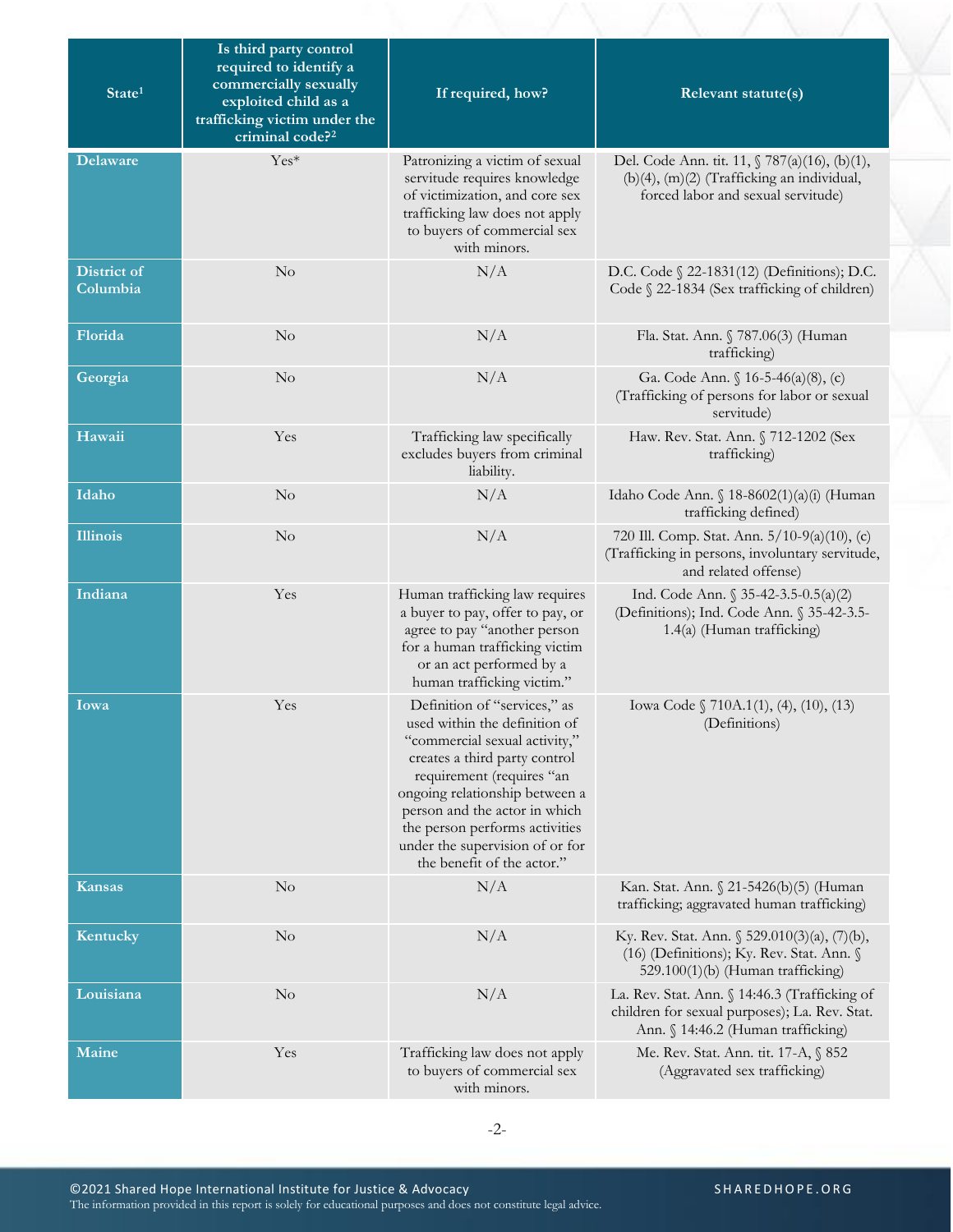| State[1] | Is third party control required to identify a commercially sexually exploited child as a trafficking victim under the criminal code?[2] | If required, how? | Relevant statute(s) |
|---|---|---|---|
| **Delaware** | Yes* | Patronizing a victim of sexual servitude requires knowledge of victimization, and core sex trafficking law does not apply to buyers of commercial sex with minors. | Del. Code Ann. tit. 11, § 787(a)(16), (b)(1), (b)(4), (m)(2) (Trafficking an individual, forced labor and sexual servitude) |
| **District of Columbia** | No | N/A | D.C. Code § 22-1831(12) (Definitions); D.C. Code § 22-1834 (Sex trafficking of children) |
| **Florida** | No | N/A | Fla. Stat. Ann. § 787.06(3) (Human trafficking) |
| **Georgia** | No | N/A | Ga. Code Ann. § 16-5-46(a)(8), (c) (Trafficking of persons for labor or sexual servitude) |
| **Hawaii** | Yes | Trafficking law specifically excludes buyers from criminal liability. | Haw. Rev. Stat. Ann. § 712-1202 (Sex trafficking) |
| **Idaho** | No | N/A | Idaho Code Ann. § 18-8602(1)(a)(i) (Human trafficking defined) |
| **Illinois** | No | N/A | 720 Ill. Comp. Stat. Ann. 5/10-9(a)(10), (c) (Trafficking in persons, involuntary servitude, and related offense) |
| **Indiana** | Yes | Human trafficking law requires a buyer to pay, offer to pay, or agree to pay "another person for a human trafficking victim or an act performed by a human trafficking victim." | Ind. Code Ann. § 35-42-3.5-0.5(a)(2) (Definitions); Ind. Code Ann. § 35-42-3.5-1.4(a) (Human trafficking) |
| **Iowa** | Yes | Definition of "services," as used within the definition of "commercial sexual activity," creates a third party control requirement (requires "an ongoing relationship between a person and the actor in which the person performs activities under the supervision of or for the benefit of the actor." | Iowa Code § 710A.1(1), (4), (10), (13) (Definitions) |
| **Kansas** | No | N/A | Kan. Stat. Ann. § 21-5426(b)(5) (Human trafficking; aggravated human trafficking) |
| **Kentucky** | No | N/A | Ky. Rev. Stat. Ann. § 529.010(3)(a), (7)(b), (16) (Definitions); Ky. Rev. Stat. Ann. § 529.100(1)(b) (Human trafficking) |
| **Louisiana** | No | N/A | La. Rev. Stat. Ann. § 14:46.3 (Trafficking of children for sexual purposes); La. Rev. Stat. Ann. § 14:46.2 (Human trafficking) |
| **Maine** | Yes | Trafficking law does not apply to buyers of commercial sex with minors. | Me. Rev. Stat. Ann. tit. 17-A, § 852 (Aggravated sex trafficking) |

©2021 Shared Hope International Institute for Justice & Advocacy
The information provided in this report is solely for educational purposes and does not constitute legal advice.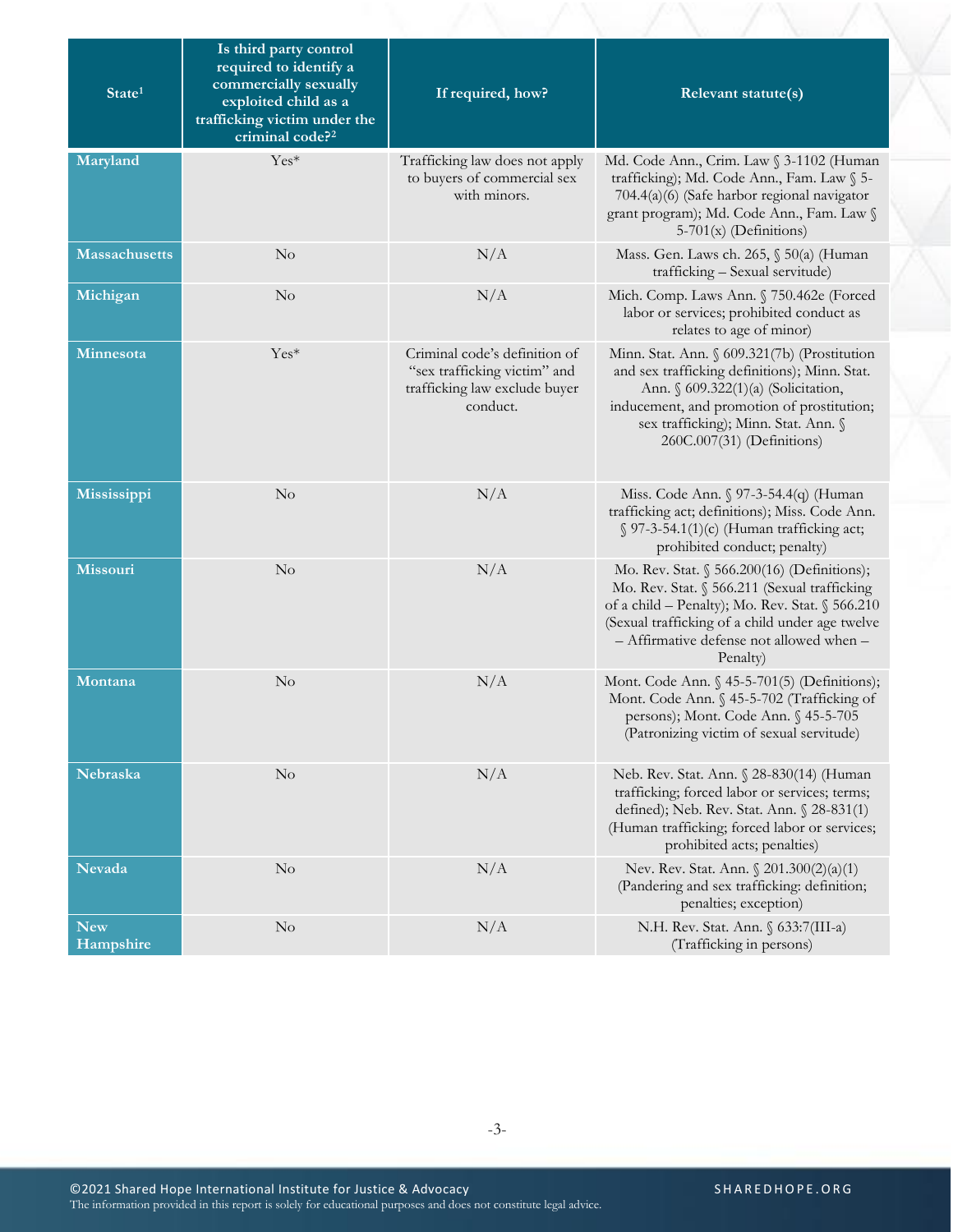| State[1] | Is third party control required to identify a commercially sexually exploited child as a trafficking victim under the criminal code?[2] | If required, how? | Relevant statute(s) |
|---|---|---|---|
| Maryland | Yes* | Trafficking law does not apply to buyers of commercial sex with minors. | Md. Code Ann., Crim. Law § 3-1102 (Human trafficking); Md. Code Ann., Fam. Law § 5-704.4(a)(6) (Safe harbor regional navigator grant program); Md. Code Ann., Fam. Law § 5-701(x) (Definitions) |
| Massachusetts | No | N/A | Mass. Gen. Laws ch. 265, § 50(a) (Human trafficking – Sexual servitude) |
| Michigan | No | N/A | Mich. Comp. Laws Ann. § 750.462e (Forced labor or services; prohibited conduct as relates to age of minor) |
| Minnesota | Yes* | Criminal code's definition of "sex trafficking victim" and trafficking law exclude buyer conduct. | Minn. Stat. Ann. § 609.321(7b) (Prostitution and sex trafficking definitions); Minn. Stat. Ann. § 609.322(1)(a) (Solicitation, inducement, and promotion of prostitution; sex trafficking); Minn. Stat. Ann. § 260C.007(31) (Definitions) |
| Mississippi | No | N/A | Miss. Code Ann. § 97-3-54.4(q) (Human trafficking act; definitions); Miss. Code Ann. § 97-3-54.1(1)(c) (Human trafficking act; prohibited conduct; penalty) |
| Missouri | No | N/A | Mo. Rev. Stat. § 566.200(16) (Definitions); Mo. Rev. Stat. § 566.211 (Sexual trafficking of a child – Penalty); Mo. Rev. Stat. § 566.210 (Sexual trafficking of a child under age twelve – Affirmative defense not allowed when – Penalty) |
| Montana | No | N/A | Mont. Code Ann. § 45-5-701(5) (Definitions); Mont. Code Ann. § 45-5-702 (Trafficking of persons); Mont. Code Ann. § 45-5-705 (Patronizing victim of sexual servitude) |
| Nebraska | No | N/A | Neb. Rev. Stat. Ann. § 28-830(14) (Human trafficking; forced labor or services; terms; defined); Neb. Rev. Stat. Ann. § 28-831(1) (Human trafficking; forced labor or services; prohibited acts; penalties) |
| Nevada | No | N/A | Nev. Rev. Stat. Ann. § 201.300(2)(a)(1) (Pandering and sex trafficking: definition; penalties; exception) |
| New Hampshire | No | N/A | N.H. Rev. Stat. Ann. § 633:7(III-a) (Trafficking in persons) |

©2021 Shared Hope International Institute for Justice & Advocacy
The information provided in this report is solely for educational purposes and does not constitute legal advice.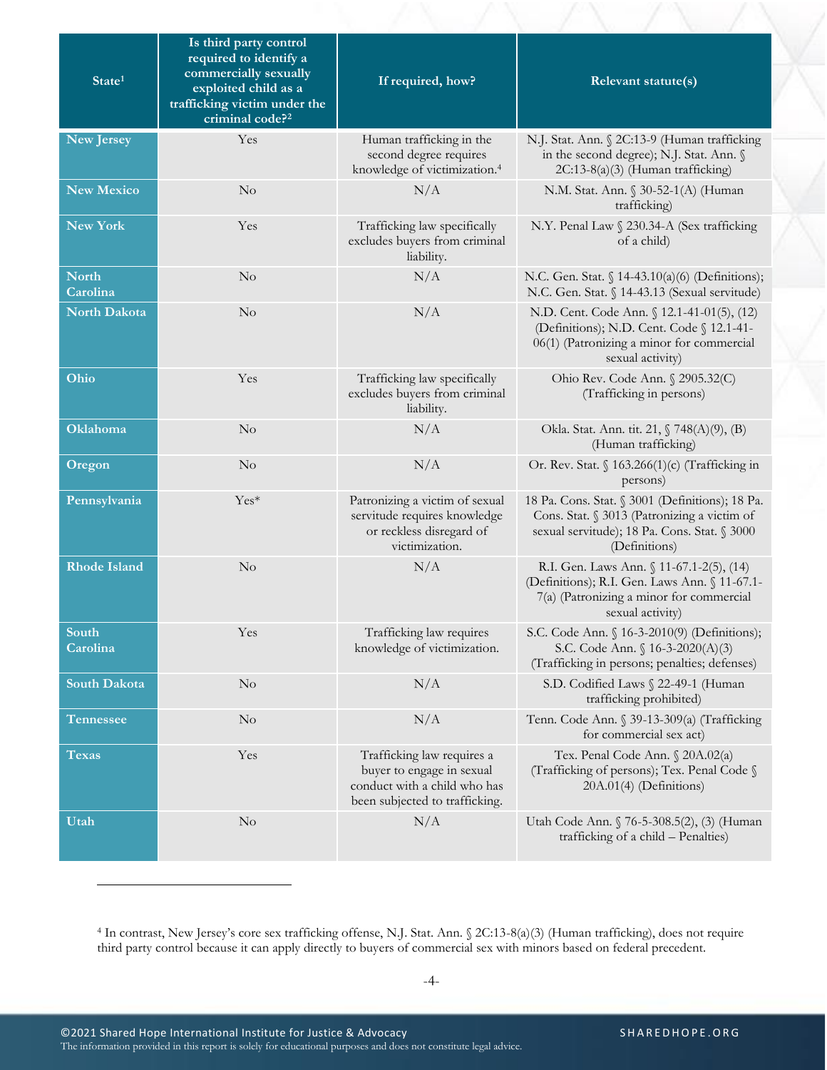| State[1] | Is third party control required to identify a commercially sexually exploited child as a trafficking victim under the criminal code?[2] | If required, how? | Relevant statute(s) |
|---|---|---|---|
| **New Jersey** | Yes | Human trafficking in the second degree requires knowledge of victimization.[4] | N.J. Stat. Ann. § 2C:13-9 (Human trafficking in the second degree); N.J. Stat. Ann. § 2C:13-8(a)(3) (Human trafficking) |
| **New Mexico** | No | N/A | N.M. Stat. Ann. § 30-52-1(A) (Human trafficking) |
| **New York** | Yes | Trafficking law specifically excludes buyers from criminal liability. | N.Y. Penal Law § 230.34-A (Sex trafficking of a child) |
| **North Carolina** | No | N/A | N.C. Gen. Stat. § 14-43.10(a)(6) (Definitions); N.C. Gen. Stat. § 14-43.13 (Sexual servitude) |
| **North Dakota** | No | N/A | N.D. Cent. Code Ann. § 12.1-41-01(5), (12) (Definitions); N.D. Cent. Code § 12.1-41-06(1) (Patronizing a minor for commercial sexual activity) |
| **Ohio** | Yes | Trafficking law specifically excludes buyers from criminal liability. | Ohio Rev. Code Ann. § 2905.32(C) (Trafficking in persons) |
| **Oklahoma** | No | N/A | Okla. Stat. Ann. tit. 21, § 748(A)(9), (B) (Human trafficking) |
| **Oregon** | No | N/A | Or. Rev. Stat. § 163.266(1)(c) (Trafficking in persons) |
| **Pennsylvania** | Yes* | Patronizing a victim of sexual servitude requires knowledge or reckless disregard of victimization. | 18 Pa. Cons. Stat. § 3001 (Definitions); 18 Pa. Cons. Stat. § 3013 (Patronizing a victim of sexual servitude); 18 Pa. Cons. Stat. § 3000 (Definitions) |
| **Rhode Island** | No | N/A | R.I. Gen. Laws Ann. § 11-67.1-2(5), (14) (Definitions); R.I. Gen. Laws Ann. § 11-67.1-7(a) (Patronizing a minor for commercial sexual activity) |
| **South Carolina** | Yes | Trafficking law requires knowledge of victimization. | S.C. Code Ann. § 16-3-2010(9) (Definitions); S.C. Code Ann. § 16-3-2020(A)(3) (Trafficking in persons; penalties; defenses) |
| **South Dakota** | No | N/A | S.D. Codified Laws § 22-49-1 (Human trafficking prohibited) |
| **Tennessee** | No | N/A | Tenn. Code Ann. § 39-13-309(a) (Trafficking for commercial sex act) |
| **Texas** | Yes | Trafficking law requires a buyer to engage in sexual conduct with a child who has been subjected to trafficking. | Tex. Penal Code Ann. § 20A.02(a) (Trafficking of persons); Tex. Penal Code § 20A.01(4) (Definitions) |
| **Utah** | No | N/A | Utah Code Ann. § 76-5-308.5(2), (3) (Human trafficking of a child – Penalties) |

[4] In contrast, New Jersey's core sex trafficking offense, N.J. Stat. Ann. § 2C:13-8(a)(3) (Human trafficking), does not require third party control because it can apply directly to buyers of commercial sex with minors based on federal precedent.

©2021 Shared Hope International Institute for Justice & Advocacy
The information provided in this report is solely for educational purposes and does not constitute legal advice.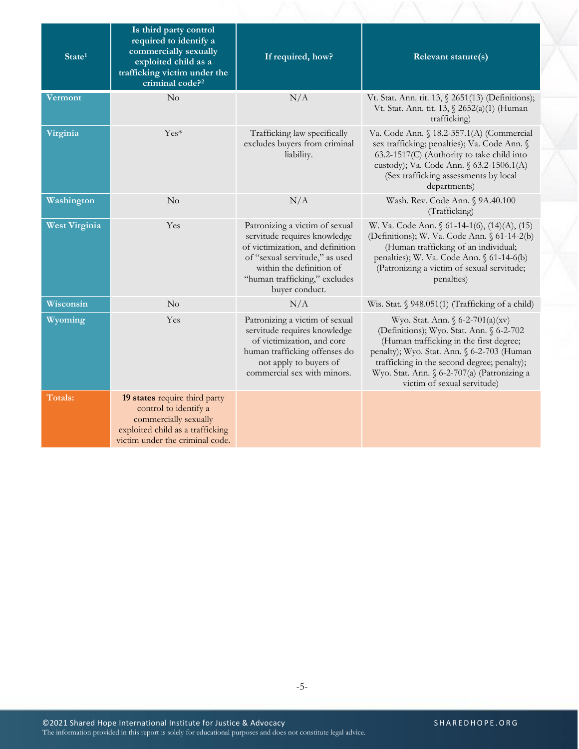| State[1] | Is third party control required to identify a commercially sexually exploited child as a trafficking victim under the criminal code?[2] | If required, how? | Relevant statute(s) |
|---|---|---|---|
| Vermont | No | N/A | Vt. Stat. Ann. tit. 13, § 2651(13) (Definitions); Vt. Stat. Ann. tit. 13, § 2652(a)(1) (Human trafficking) |
| Virginia | Yes* | Trafficking law specifically excludes buyers from criminal liability. | Va. Code Ann. § 18.2-357.1(A) (Commercial sex trafficking; penalties); Va. Code Ann. § 63.2-1517(C) (Authority to take child into custody); Va. Code Ann. § 63.2-1506.1(A) (Sex trafficking assessments by local departments) |
| Washington | No | N/A | Wash. Rev. Code Ann. § 9A.40.100 (Trafficking) |
| West Virginia | Yes | Patronizing a victim of sexual servitude requires knowledge of victimization, and definition of "sexual servitude," as used within the definition of "human trafficking," excludes buyer conduct. | W. Va. Code Ann. § 61-14-1(6), (14)(A), (15) (Definitions); W. Va. Code Ann. § 61-14-2(b) (Human trafficking of an individual; penalties); W. Va. Code Ann. § 61-14-6(b) (Patronizing a victim of sexual servitude; penalties) |
| Wisconsin | No | N/A | Wis. Stat. § 948.051(1) (Trafficking of a child) |
| Wyoming | Yes | Patronizing a victim of sexual servitude requires knowledge of victimization, and core human trafficking offenses do not apply to buyers of commercial sex with minors. | Wyo. Stat. Ann. § 6-2-701(a)(xv) (Definitions); Wyo. Stat. Ann. § 6-2-702 (Human trafficking in the first degree; penalty); Wyo. Stat. Ann. § 6-2-703 (Human trafficking in the second degree; penalty); Wyo. Stat. Ann. § 6-2-707(a) (Patronizing a victim of sexual servitude) |
| **Totals:** | **19 states** require third party control to identify a commercially sexually exploited child as a trafficking victim under the criminal code. | | |

©2021 Shared Hope International Institute for Justice & Advocacy
The information provided in this report is solely for educational purposes and does not constitute legal advice.